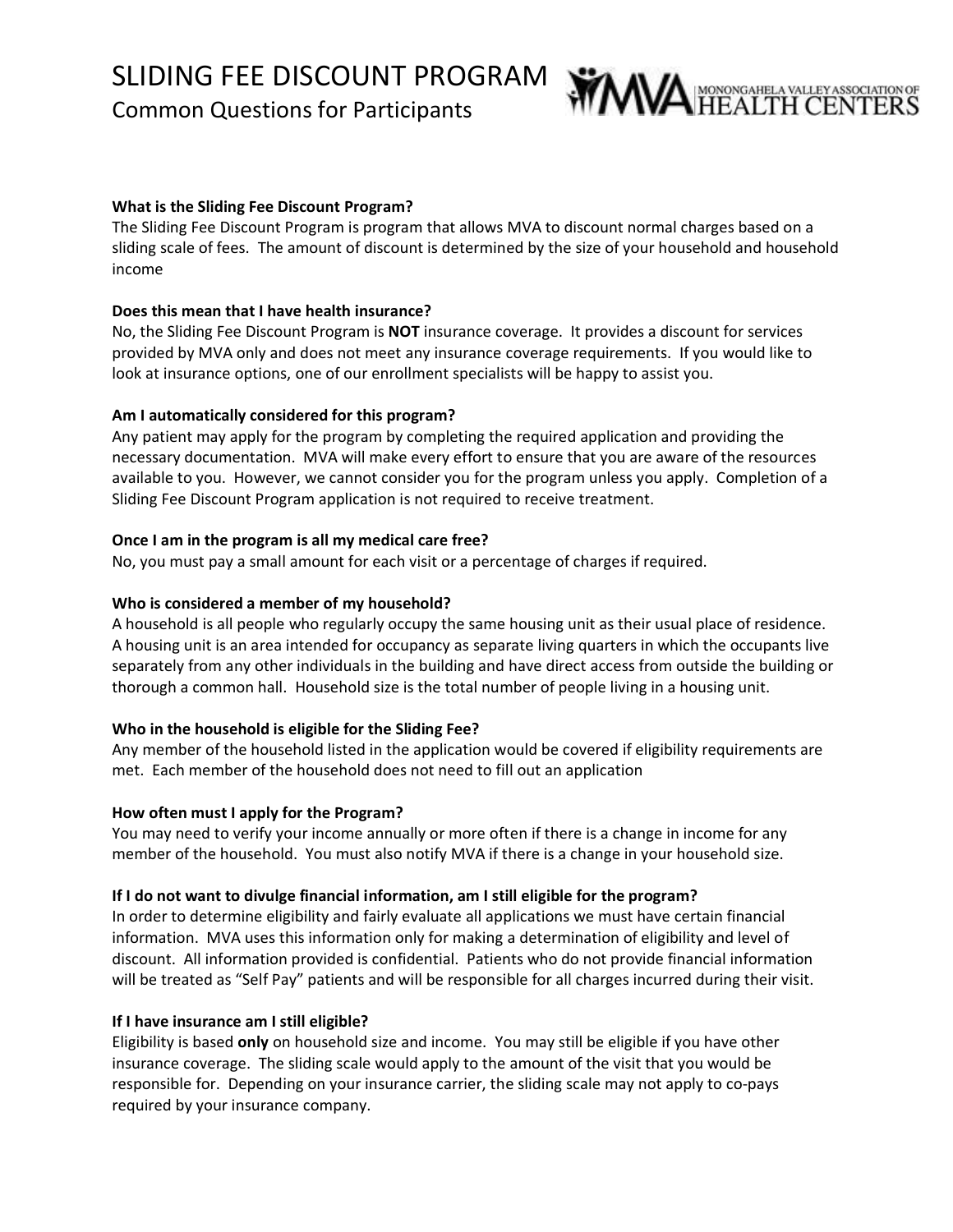# SLIDING FEE DISCOUNT PROGRAM

## Common Questions for Participants

MVA MONONGAHELA VALLEY ASSOCIATION OF HEALTH CENTERS

**What is the Sliding Fee Discount Program?**
The Sliding Fee Discount Program is program that allows MVA to discount normal charges based on a sliding scale of fees. The amount of discount is determined by the size of your household and household income

**Does this mean that I have health insurance?**
No, the Sliding Fee Discount Program is **NOT** insurance coverage. It provides a discount for services provided by MVA only and does not meet any insurance coverage requirements. If you would like to look at insurance options, one of our enrollment specialists will be happy to assist you.

**Am I automatically considered for this program?**
Any patient may apply for the program by completing the required application and providing the necessary documentation. MVA will make every effort to ensure that you are aware of the resources available to you. However, we cannot consider you for the program unless you apply. Completion of a Sliding Fee Discount Program application is not required to receive treatment.

**Once I am in the program is all my medical care free?**
No, you must pay a small amount for each visit or a percentage of charges if required.

**Who is considered a member of my household?**
A household is all people who regularly occupy the same housing unit as their usual place of residence. A housing unit is an area intended for occupancy as separate living quarters in which the occupants live separately from any other individuals in the building and have direct access from outside the building or thorough a common hall. Household size is the total number of people living in a housing unit.

**Who in the household is eligible for the Sliding Fee?**
Any member of the household listed in the application would be covered if eligibility requirements are met. Each member of the household does not need to fill out an application

**How often must I apply for the Program?**
You may need to verify your income annually or more often if there is a change in income for any member of the household. You must also notify MVA if there is a change in your household size.

**If I do not want to divulge financial information, am I still eligible for the program?**
In order to determine eligibility and fairly evaluate all applications we must have certain financial information. MVA uses this information only for making a determination of eligibility and level of discount. All information provided is confidential. Patients who do not provide financial information will be treated as "Self Pay" patients and will be responsible for all charges incurred during their visit.

**If I have insurance am I still eligible?**
Eligibility is based **only** on household size and income. You may still be eligible if you have other insurance coverage. The sliding scale would apply to the amount of the visit that you would be responsible for. Depending on your insurance carrier, the sliding scale may not apply to co-pays required by your insurance company.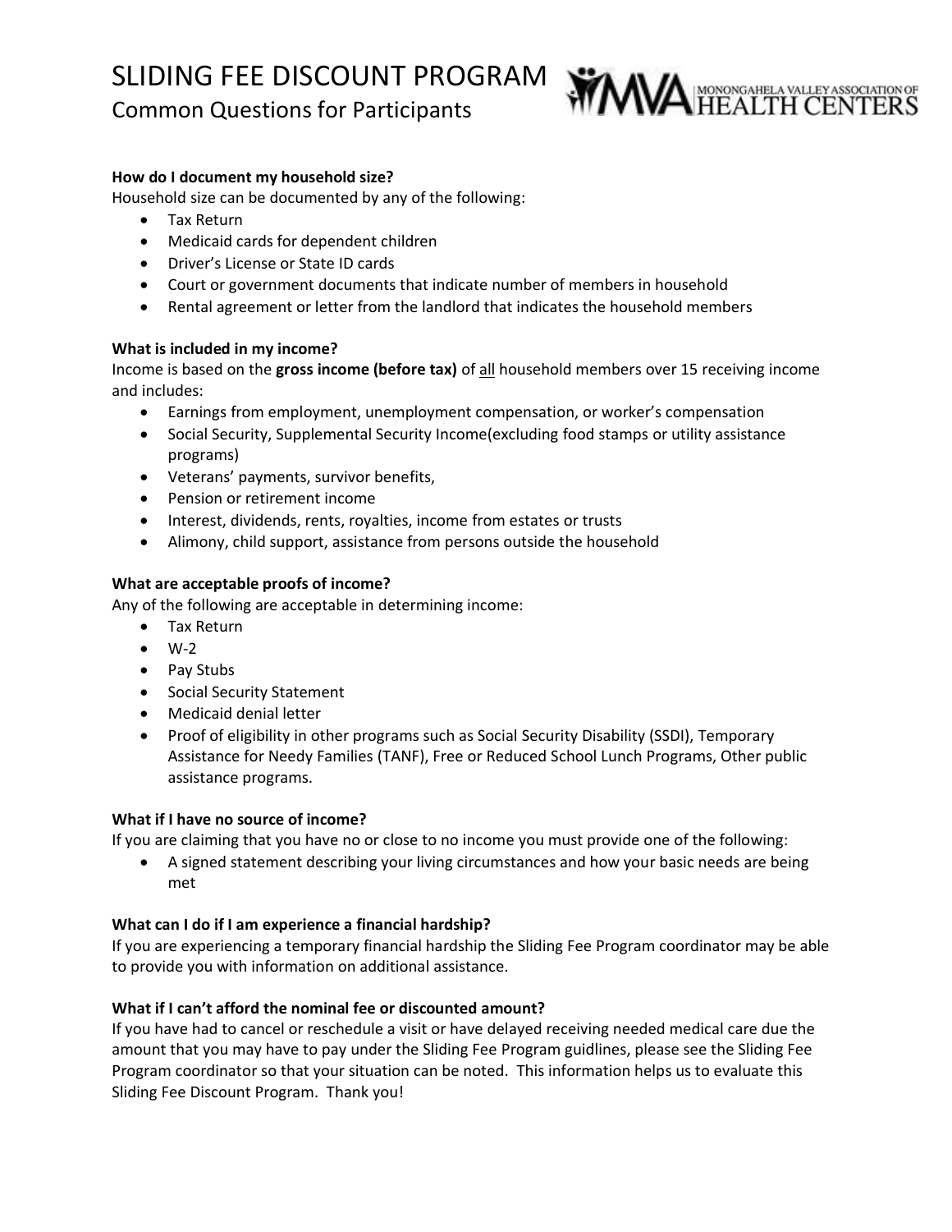# SLIDING FEE DISCOUNT PROGRAM

## Common Questions for Participants

**How do I document my household size?**

Household size can be documented by any of the following:

- Tax Return
- Medicaid cards for dependent children
- Driver's License or State ID cards
- Court or government documents that indicate number of members in household
- Rental agreement or letter from the landlord that indicates the household members

**What is included in my income?**

Income is based on the **gross income (before tax)** of <u>all</u> household members over 15 receiving income and includes:

- Earnings from employment, unemployment compensation, or worker's compensation
- Social Security, Supplemental Security Income(excluding food stamps or utility assistance programs)
- Veterans' payments, survivor benefits,
- Pension or retirement income
- Interest, dividends, rents, royalties, income from estates or trusts
- Alimony, child support, assistance from persons outside the household

**What are acceptable proofs of income?**

Any of the following are acceptable in determining income:

- Tax Return
- W-2
- Pay Stubs
- Social Security Statement
- Medicaid denial letter
- Proof of eligibility in other programs such as Social Security Disability (SSDI), Temporary Assistance for Needy Families (TANF), Free or Reduced School Lunch Programs, Other public assistance programs.

**What if I have no source of income?**

If you are claiming that you have no or close to no income you must provide one of the following:

- A signed statement describing your living circumstances and how your basic needs are being met

**What can I do if I am experience a financial hardship?**

If you are experiencing a temporary financial hardship the Sliding Fee Program coordinator may be able to provide you with information on additional assistance.

**What if I can't afford the nominal fee or discounted amount?**

If you have had to cancel or reschedule a visit or have delayed receiving needed medical care due the amount that you may have to pay under the Sliding Fee Program guidlines, please see the Sliding Fee Program coordinator so that your situation can be noted. This information helps us to evaluate this Sliding Fee Discount Program. Thank you!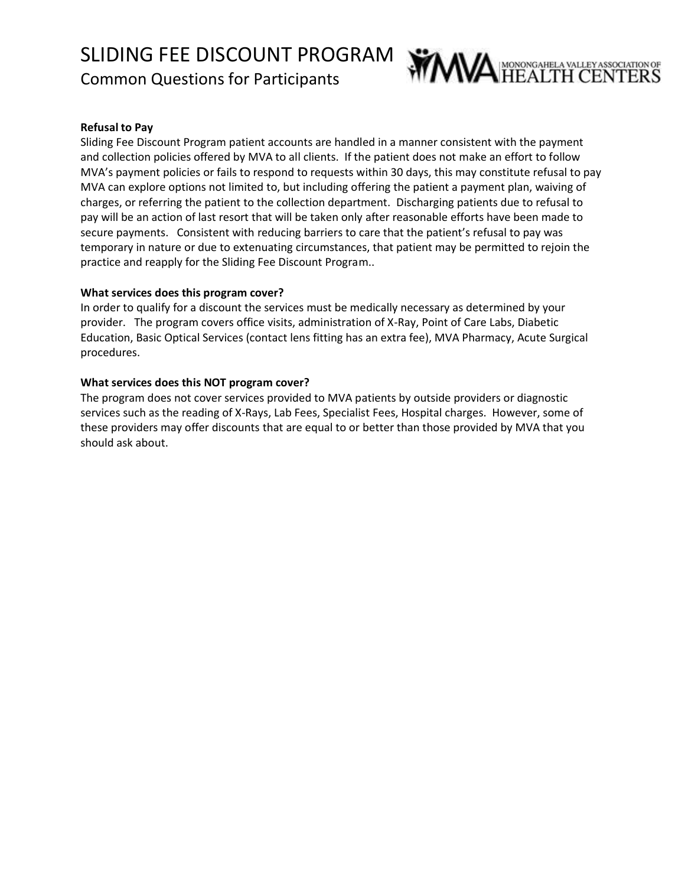# SLIDING FEE DISCOUNT PROGRAM

## Common Questions for Participants

MVA MONONGAHELA VALLEY ASSOCIATION OF HEALTH CENTERS

**Refusal to Pay**

Sliding Fee Discount Program patient accounts are handled in a manner consistent with the payment and collection policies offered by MVA to all clients. If the patient does not make an effort to follow MVA's payment policies or fails to respond to requests within 30 days, this may constitute refusal to pay MVA can explore options not limited to, but including offering the patient a payment plan, waiving of charges, or referring the patient to the collection department. Discharging patients due to refusal to pay will be an action of last resort that will be taken only after reasonable efforts have been made to secure payments. Consistent with reducing barriers to care that the patient's refusal to pay was temporary in nature or due to extenuating circumstances, that patient may be permitted to rejoin the practice and reapply for the Sliding Fee Discount Program..

**What services does this program cover?**

In order to qualify for a discount the services must be medically necessary as determined by your provider. The program covers office visits, administration of X-Ray, Point of Care Labs, Diabetic Education, Basic Optical Services (contact lens fitting has an extra fee), MVA Pharmacy, Acute Surgical procedures.

**What services does this NOT program cover?**

The program does not cover services provided to MVA patients by outside providers or diagnostic services such as the reading of X-Rays, Lab Fees, Specialist Fees, Hospital charges. However, some of these providers may offer discounts that are equal to or better than those provided by MVA that you should ask about.